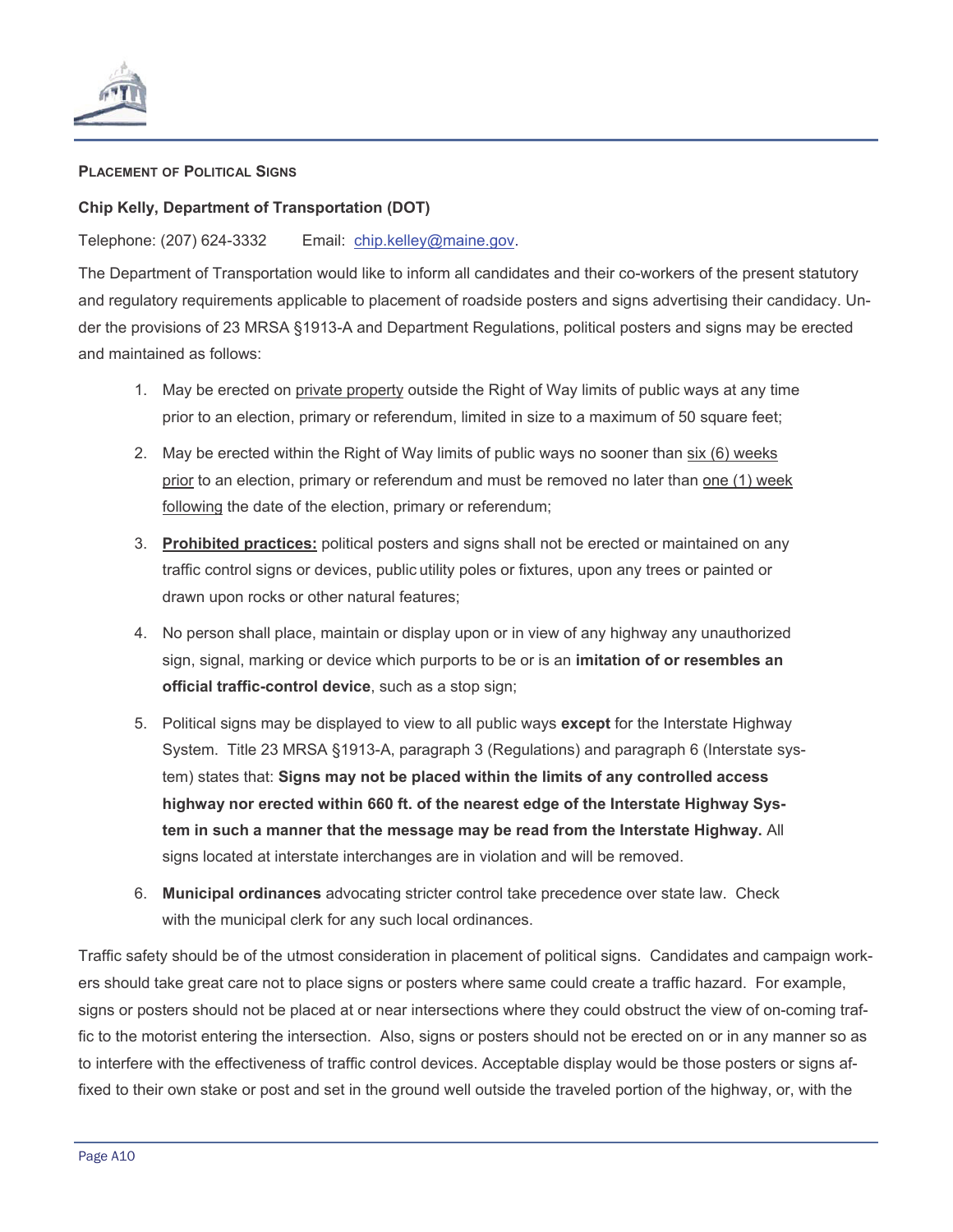## Placement of Political Signs

**Chip Kelly, Department of Transportation (DOT)**

Telephone: (207) 624-3332 Email: chip.kelley@maine.gov.

The Department of Transportation would like to inform all candidates and their co-workers of the present statutory and regulatory requirements applicable to placement of roadside posters and signs advertising their candidacy. Under the provisions of 23 MRSA §1913-A and Department Regulations, political posters and signs may be erected and maintained as follows:

1. May be erected on private property outside the Right of Way limits of public ways at any time prior to an election, primary or referendum, limited in size to a maximum of 50 square feet;
2. May be erected within the Right of Way limits of public ways no sooner than six (6) weeks prior to an election, primary or referendum and must be removed no later than one (1) week following the date of the election, primary or referendum;
3. **Prohibited practices:** political posters and signs shall not be erected or maintained on any traffic control signs or devices, public utility poles or fixtures, upon any trees or painted or drawn upon rocks or other natural features;
4. No person shall place, maintain or display upon or in view of any highway any unauthorized sign, signal, marking or device which purports to be or is an **imitation of or resembles an official traffic-control device**, such as a stop sign;
5. Political signs may be displayed to view to all public ways **except** for the Interstate Highway System. Title 23 MRSA §1913-A, paragraph 3 (Regulations) and paragraph 6 (Interstate system) states that: **Signs may not be placed within the limits of any controlled access highway nor erected within 660 ft. of the nearest edge of the Interstate Highway System in such a manner that the message may be read from the Interstate Highway.** All signs located at interstate interchanges are in violation and will be removed.
6. **Municipal ordinances** advocating stricter control take precedence over state law. Check with the municipal clerk for any such local ordinances.

Traffic safety should be of the utmost consideration in placement of political signs. Candidates and campaign workers should take great care not to place signs or posters where same could create a traffic hazard. For example, signs or posters should not be placed at or near intersections where they could obstruct the view of on-coming traffic to the motorist entering the intersection. Also, signs or posters should not be erected on or in any manner so as to interfere with the effectiveness of traffic control devices. Acceptable display would be those posters or signs affixed to their own stake or post and set in the ground well outside the traveled portion of the highway, or, with the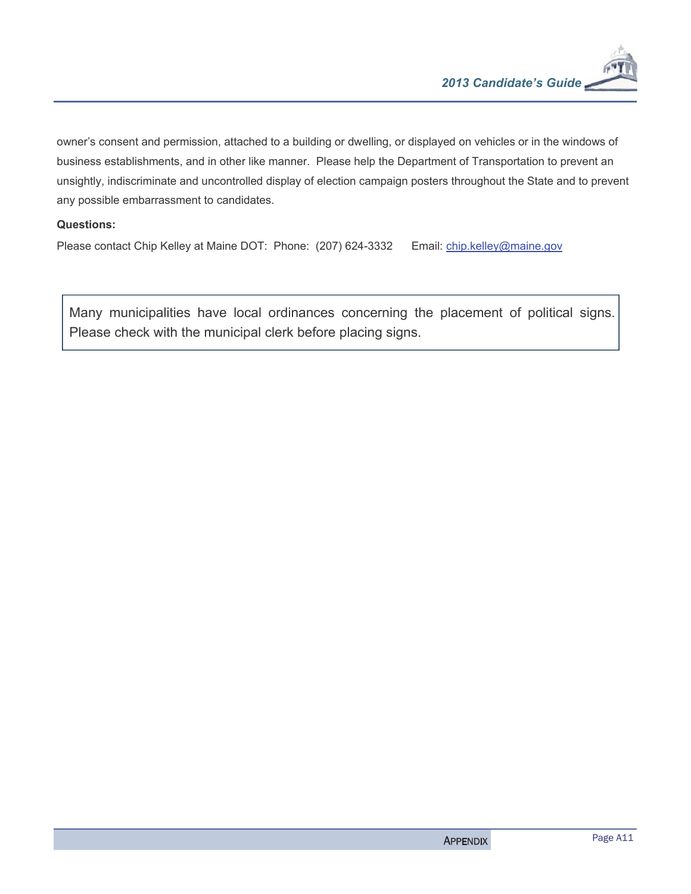owner's consent and permission, attached to a building or dwelling, or displayed on vehicles or in the windows of business establishments, and in other like manner. Please help the Department of Transportation to prevent an unsightly, indiscriminate and uncontrolled display of election campaign posters throughout the State and to prevent any possible embarrassment to candidates.

**Questions:**

Please contact Chip Kelley at Maine DOT: Phone: (207) 624-3332 Email: chip.kelley@maine.gov

> Many municipalities have local ordinances concerning the placement of political signs. Please check with the municipal clerk before placing signs.